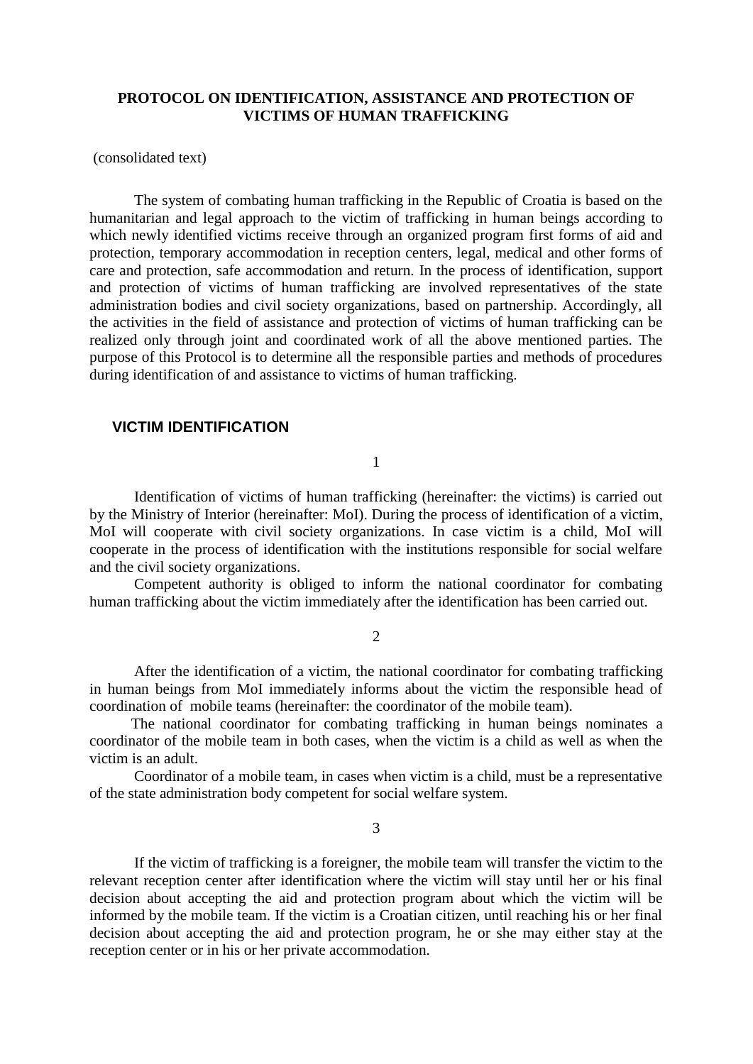# PROTOCOL ON IDENTIFICATION, ASSISTANCE AND PROTECTION OF VICTIMS OF HUMAN TRAFFICKING

(consolidated text)

The system of combating human trafficking in the Republic of Croatia is based on the humanitarian and legal approach to the victim of trafficking in human beings according to which newly identified victims receive through an organized program first forms of aid and protection, temporary accommodation in reception centers, legal, medical and other forms of care and protection, safe accommodation and return. In the process of identification, support and protection of victims of human trafficking are involved representatives of the state administration bodies and civil society organizations, based on partnership. Accordingly, all the activities in the field of assistance and protection of victims of human trafficking can be realized only through joint and coordinated work of all the above mentioned parties. The purpose of this Protocol is to determine all the responsible parties and methods of procedures during identification of and assistance to victims of human trafficking.

## VICTIM IDENTIFICATION

1

Identification of victims of human trafficking (hereinafter: the victims) is carried out by the Ministry of Interior (hereinafter: MoI). During the process of identification of a victim, MoI will cooperate with civil society organizations. In case victim is a child, MoI will cooperate in the process of identification with the institutions responsible for social welfare and the civil society organizations.

Competent authority is obliged to inform the national coordinator for combating human trafficking about the victim immediately after the identification has been carried out.

2

After the identification of a victim, the national coordinator for combating trafficking in human beings from MoI immediately informs about the victim the responsible head of coordination of mobile teams (hereinafter: the coordinator of the mobile team).

The national coordinator for combating trafficking in human beings nominates a coordinator of the mobile team in both cases, when the victim is a child as well as when the victim is an adult.

Coordinator of a mobile team, in cases when victim is a child, must be a representative of the state administration body competent for social welfare system.

3

If the victim of trafficking is a foreigner, the mobile team will transfer the victim to the relevant reception center after identification where the victim will stay until her or his final decision about accepting the aid and protection program about which the victim will be informed by the mobile team. If the victim is a Croatian citizen, until reaching his or her final decision about accepting the aid and protection program, he or she may either stay at the reception center or in his or her private accommodation.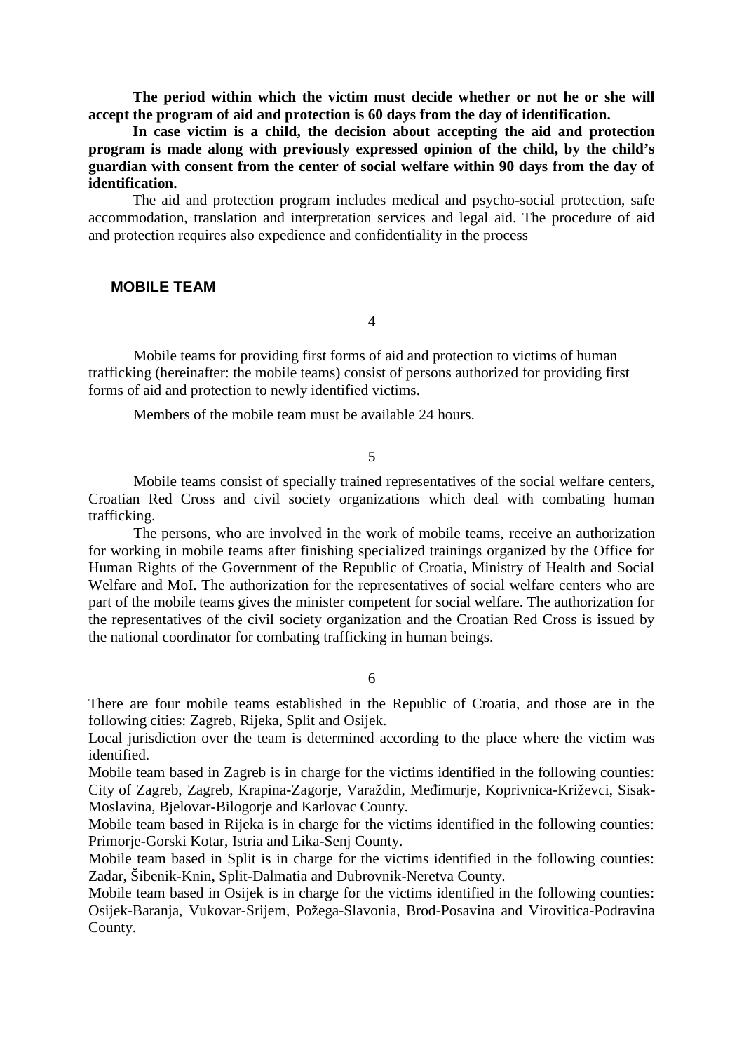**The period within which the victim must decide whether or not he or she will accept the program of aid and protection is 60 days from the day of identification.**

**In case victim is a child, the decision about accepting the aid and protection program is made along with previously expressed opinion of the child, by the child's guardian with consent from the center of social welfare within 90 days from the day of identification.**

The aid and protection program includes medical and psycho-social protection, safe accommodation, translation and interpretation services and legal aid. The procedure of aid and protection requires also expedience and confidentiality in the process

## MOBILE TEAM

4

Mobile teams for providing first forms of aid and protection to victims of human trafficking (hereinafter: the mobile teams) consist of persons authorized for providing first forms of aid and protection to newly identified victims.

Members of the mobile team must be available 24 hours.

5

Mobile teams consist of specially trained representatives of the social welfare centers, Croatian Red Cross and civil society organizations which deal with combating human trafficking.

The persons, who are involved in the work of mobile teams, receive an authorization for working in mobile teams after finishing specialized trainings organized by the Office for Human Rights of the Government of the Republic of Croatia, Ministry of Health and Social Welfare and MoI. The authorization for the representatives of social welfare centers who are part of the mobile teams gives the minister competent for social welfare. The authorization for the representatives of the civil society organization and the Croatian Red Cross is issued by the national coordinator for combating trafficking in human beings.

6

There are four mobile teams established in the Republic of Croatia, and those are in the following cities: Zagreb, Rijeka, Split and Osijek.

Local jurisdiction over the team is determined according to the place where the victim was identified.

Mobile team based in Zagreb is in charge for the victims identified in the following counties: City of Zagreb, Zagreb, Krapina-Zagorje, Varaždin, Međimurje, Koprivnica-Križevci, Sisak-Moslavina, Bjelovar-Bilogorje and Karlovac County.

Mobile team based in Rijeka is in charge for the victims identified in the following counties: Primorje-Gorski Kotar, Istria and Lika-Senj County.

Mobile team based in Split is in charge for the victims identified in the following counties: Zadar, Šibenik-Knin, Split-Dalmatia and Dubrovnik-Neretva County.

Mobile team based in Osijek is in charge for the victims identified in the following counties: Osijek-Baranja, Vukovar-Srijem, Požega-Slavonia, Brod-Posavina and Virovitica-Podravina County.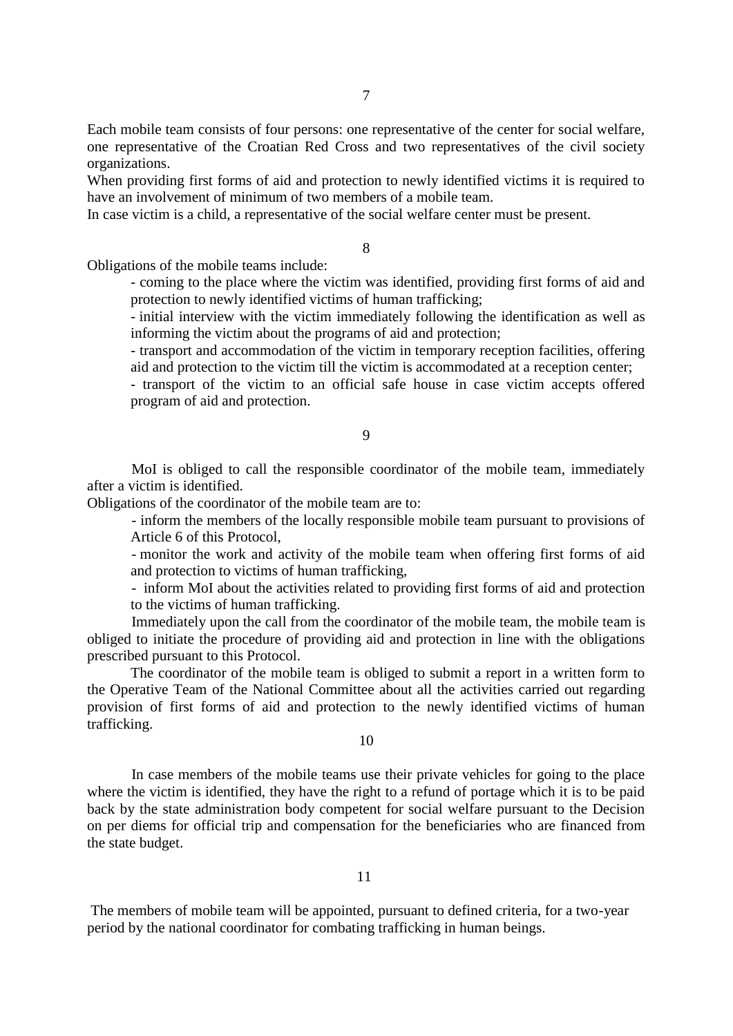7

Each mobile team consists of four persons: one representative of the center for social welfare, one representative of the Croatian Red Cross and two representatives of the civil society organizations.

When providing first forms of aid and protection to newly identified victims it is required to have an involvement of minimum of two members of a mobile team.

In case victim is a child, a representative of the social welfare center must be present.

8

Obligations of the mobile teams include:

- coming to the place where the victim was identified, providing first forms of aid and protection to newly identified victims of human trafficking;
- initial interview with the victim immediately following the identification as well as informing the victim about the programs of aid and protection;
- transport and accommodation of the victim in temporary reception facilities, offering aid and protection to the victim till the victim is accommodated at a reception center;
- transport of the victim to an official safe house in case victim accepts offered program of aid and protection.

9

MoI is obliged to call the responsible coordinator of the mobile team, immediately after a victim is identified.

Obligations of the coordinator of the mobile team are to:

- inform the members of the locally responsible mobile team pursuant to provisions of Article 6 of this Protocol,
- monitor the work and activity of the mobile team when offering first forms of aid and protection to victims of human trafficking,
- inform MoI about the activities related to providing first forms of aid and protection to the victims of human trafficking.

Immediately upon the call from the coordinator of the mobile team, the mobile team is obliged to initiate the procedure of providing aid and protection in line with the obligations prescribed pursuant to this Protocol.

The coordinator of the mobile team is obliged to submit a report in a written form to the Operative Team of the National Committee about all the activities carried out regarding provision of first forms of aid and protection to the newly identified victims of human trafficking.

10

In case members of the mobile teams use their private vehicles for going to the place where the victim is identified, they have the right to a refund of portage which it is to be paid back by the state administration body competent for social welfare pursuant to the Decision on per diems for official trip and compensation for the beneficiaries who are financed from the state budget.

11

The members of mobile team will be appointed, pursuant to defined criteria, for a two-year period by the national coordinator for combating trafficking in human beings.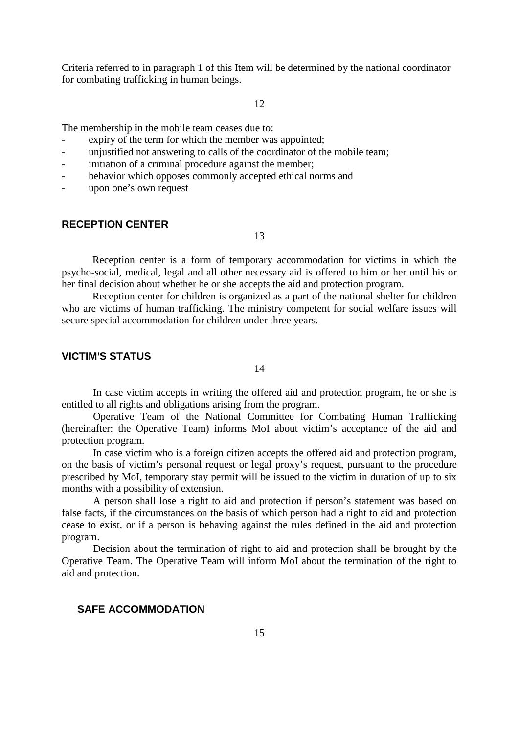Criteria referred to in paragraph 1 of this Item will be determined by the national coordinator for combating trafficking in human beings.

12

The membership in the mobile team ceases due to:

- expiry of the term for which the member was appointed;
- unjustified not answering to calls of the coordinator of the mobile team;
- initiation of a criminal procedure against the member;
- behavior which opposes commonly accepted ethical norms and
- upon one's own request

## RECEPTION CENTER

13

Reception center is a form of temporary accommodation for victims in which the psycho-social, medical, legal and all other necessary aid is offered to him or her until his or her final decision about whether he or she accepts the aid and protection program.

Reception center for children is organized as a part of the national shelter for children who are victims of human trafficking. The ministry competent for social welfare issues will secure special accommodation for children under three years.

## VICTIM'S STATUS

14

In case victim accepts in writing the offered aid and protection program, he or she is entitled to all rights and obligations arising from the program.

Operative Team of the National Committee for Combating Human Trafficking (hereinafter: the Operative Team) informs MoI about victim's acceptance of the aid and protection program.

In case victim who is a foreign citizen accepts the offered aid and protection program, on the basis of victim's personal request or legal proxy's request, pursuant to the procedure prescribed by MoI, temporary stay permit will be issued to the victim in duration of up to six months with a possibility of extension.

A person shall lose a right to aid and protection if person's statement was based on false facts, if the circumstances on the basis of which person had a right to aid and protection cease to exist, or if a person is behaving against the rules defined in the aid and protection program.

Decision about the termination of right to aid and protection shall be brought by the Operative Team. The Operative Team will inform MoI about the termination of the right to aid and protection.

## SAFE ACCOMMODATION

15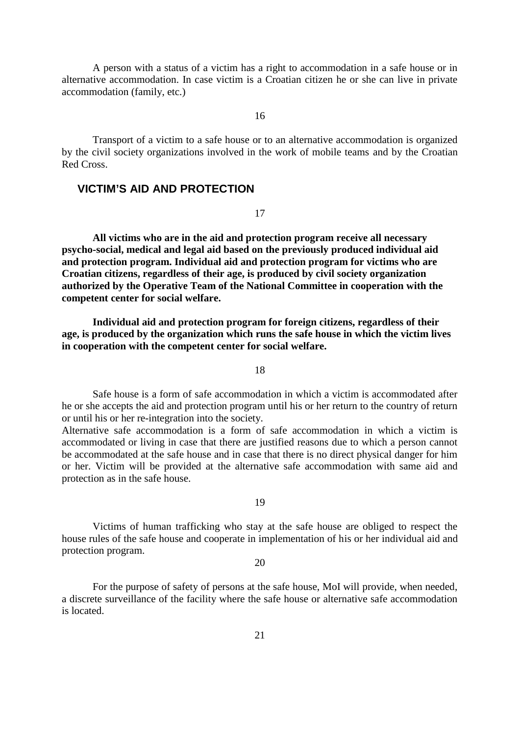A person with a status of a victim has a right to accommodation in a safe house or in alternative accommodation. In case victim is a Croatian citizen he or she can live in private accommodation (family, etc.)

16

Transport of a victim to a safe house or to an alternative accommodation is organized by the civil society organizations involved in the work of mobile teams and by the Croatian Red Cross.

## VICTIM'S AID AND PROTECTION

17

**All victims who are in the aid and protection program receive all necessary psycho-social, medical and legal aid based on the previously produced individual aid and protection program. Individual aid and protection program for victims who are Croatian citizens, regardless of their age, is produced by civil society organization authorized by the Operative Team of the National Committee in cooperation with the competent center for social welfare.**

**Individual aid and protection program for foreign citizens, regardless of their age, is produced by the organization which runs the safe house in which the victim lives in cooperation with the competent center for social welfare.**

18

Safe house is a form of safe accommodation in which a victim is accommodated after he or she accepts the aid and protection program until his or her return to the country of return or until his or her re-integration into the society.
Alternative safe accommodation is a form of safe accommodation in which a victim is accommodated or living in case that there are justified reasons due to which a person cannot be accommodated at the safe house and in case that there is no direct physical danger for him or her. Victim will be provided at the alternative safe accommodation with same aid and protection as in the safe house.

19

Victims of human trafficking who stay at the safe house are obliged to respect the house rules of the safe house and cooperate in implementation of his or her individual aid and protection program.

20

For the purpose of safety of persons at the safe house, MoI will provide, when needed, a discrete surveillance of the facility where the safe house or alternative safe accommodation is located.

21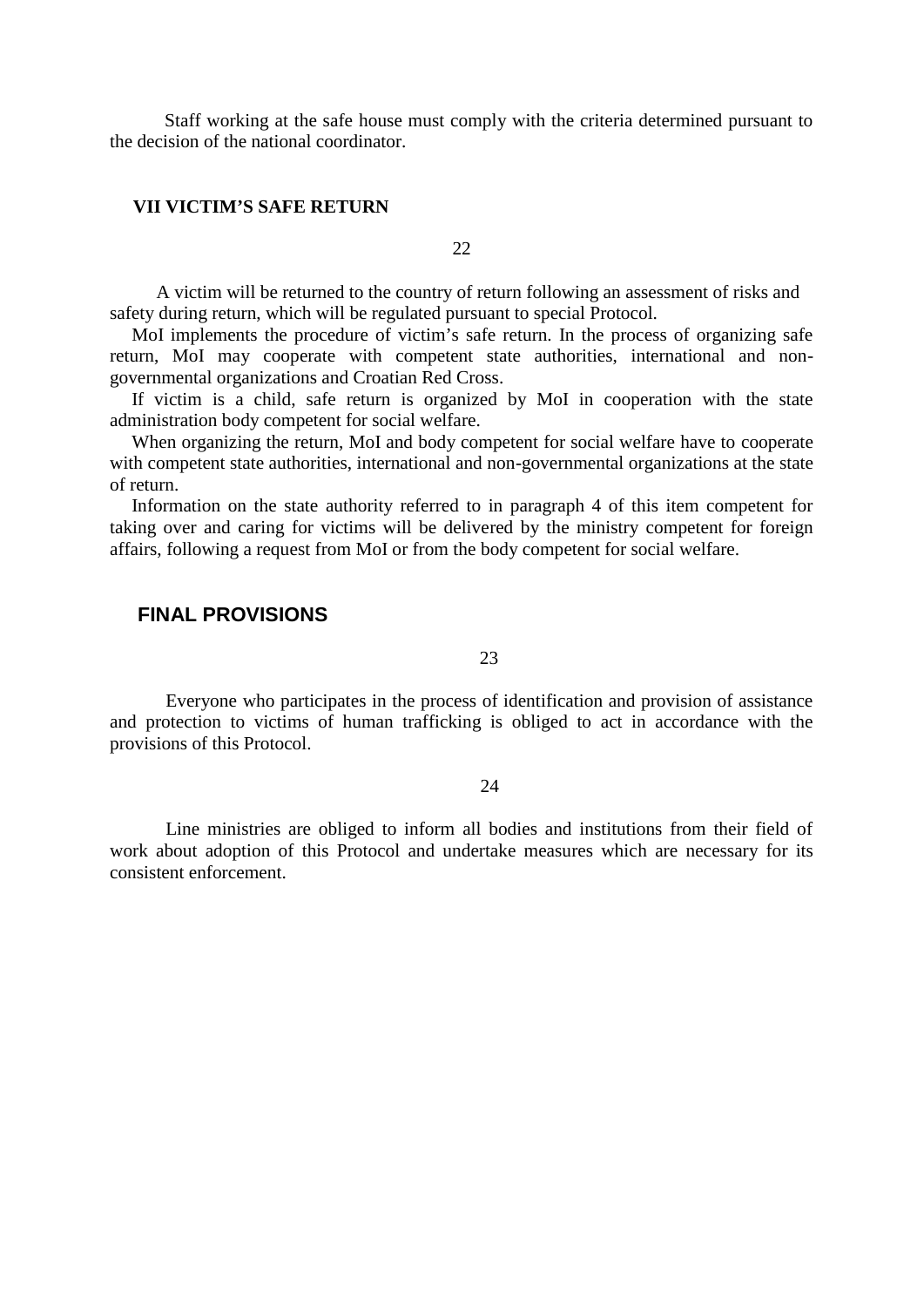Staff working at the safe house must comply with the criteria determined pursuant to the decision of the national coordinator.

## VII VICTIM'S SAFE RETURN

22

A victim will be returned to the country of return following an assessment of risks and safety during return, which will be regulated pursuant to special Protocol.

MoI implements the procedure of victim's safe return. In the process of organizing safe return, MoI may cooperate with competent state authorities, international and non-governmental organizations and Croatian Red Cross.

If victim is a child, safe return is organized by MoI in cooperation with the state administration body competent for social welfare.

When organizing the return, MoI and body competent for social welfare have to cooperate with competent state authorities, international and non-governmental organizations at the state of return.

Information on the state authority referred to in paragraph 4 of this item competent for taking over and caring for victims will be delivered by the ministry competent for foreign affairs, following a request from MoI or from the body competent for social welfare.

## FINAL PROVISIONS

23

Everyone who participates in the process of identification and provision of assistance and protection to victims of human trafficking is obliged to act in accordance with the provisions of this Protocol.

24

Line ministries are obliged to inform all bodies and institutions from their field of work about adoption of this Protocol and undertake measures which are necessary for its consistent enforcement.